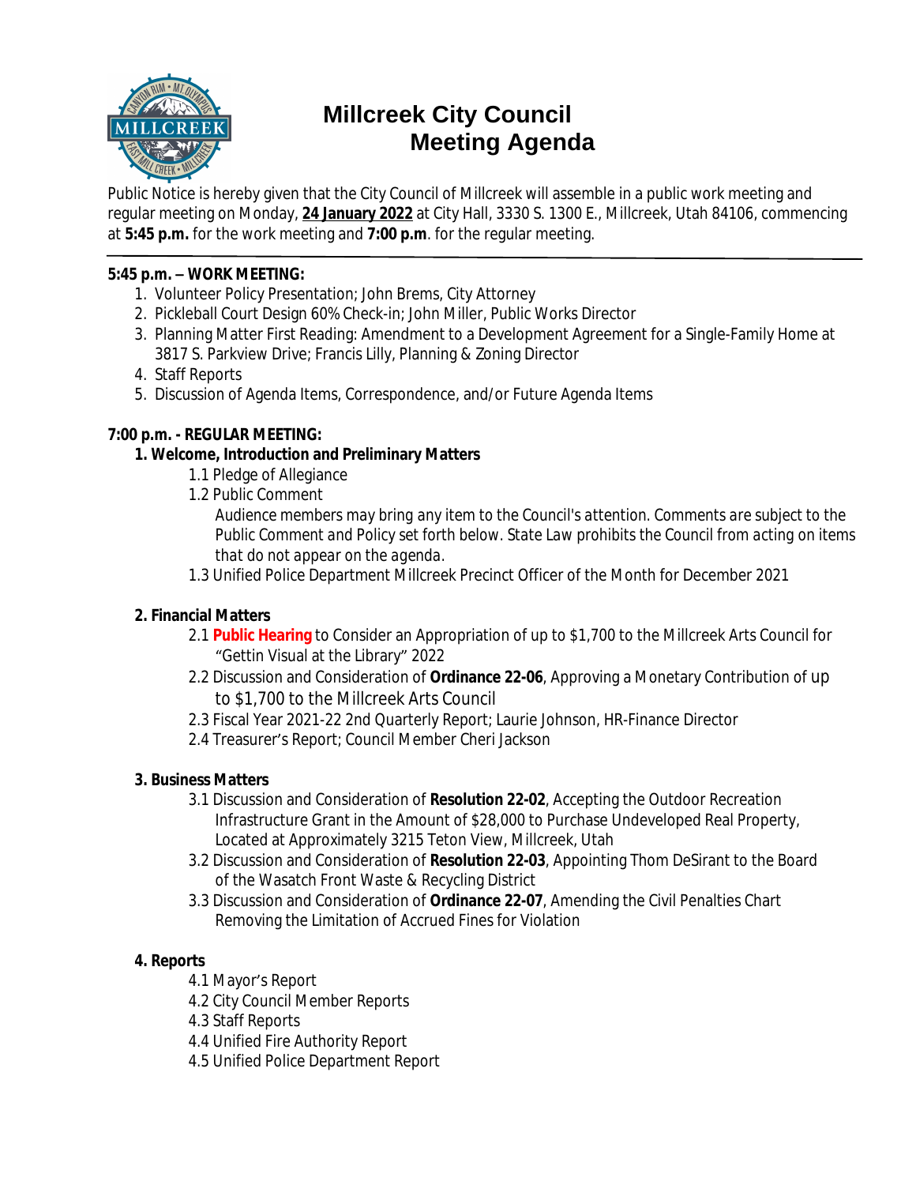# Millcreek City Council Meeting Agenda

Public Notice is hereby given that the City Council of Millcreek will assemble in a public work meeting and regular meeting on Monday, **24 January 2022** at City Hall, 3330 S. 1300 E., Millcreek, Utah 84106, commencing at **5:45 p.m.** for the work meeting and **7:00 p.m**. for the regular meeting.

---

**5:45 p.m. – WORK MEETING:**

1. Volunteer Policy Presentation; John Brems, City Attorney
2. Pickleball Court Design 60% Check-in; John Miller, Public Works Director
3. Planning Matter First Reading: Amendment to a Development Agreement for a Single-Family Home at 3817 S. Parkview Drive; Francis Lilly, Planning & Zoning Director
4. Staff Reports
5. Discussion of Agenda Items, Correspondence, and/or Future Agenda Items

**7:00 p.m. - REGULAR MEETING:**

**1. Welcome, Introduction and Preliminary Matters**

1.1 Pledge of Allegiance

1.2 Public Comment

*Audience members may bring any item to the Council's attention. Comments are subject to the Public Comment and Policy set forth below. State Law prohibits the Council from acting on items that do not appear on the agenda.*

1.3 Unified Police Department Millcreek Precinct Officer of the Month for December 2021

**2. Financial Matters**

2.1 **Public Hearing** to Consider an Appropriation of up to $1,700 to the Millcreek Arts Council for "Gettin Visual at the Library" 2022

2.2 Discussion and Consideration of **Ordinance 22-06**, Approving a Monetary Contribution of up to $1,700 to the Millcreek Arts Council

2.3 Fiscal Year 2021-22 2nd Quarterly Report; Laurie Johnson, HR-Finance Director

2.4 Treasurer's Report; Council Member Cheri Jackson

**3. Business Matters**

3.1 Discussion and Consideration of **Resolution 22-02**, Accepting the Outdoor Recreation Infrastructure Grant in the Amount of $28,000 to Purchase Undeveloped Real Property, Located at Approximately 3215 Teton View, Millcreek, Utah

3.2 Discussion and Consideration of **Resolution 22-03**, Appointing Thom DeSirant to the Board of the Wasatch Front Waste & Recycling District

3.3 Discussion and Consideration of **Ordinance 22-07**, Amending the Civil Penalties Chart Removing the Limitation of Accrued Fines for Violation

**4. Reports**

4.1 Mayor's Report

4.2 City Council Member Reports

4.3 Staff Reports

4.4 Unified Fire Authority Report

4.5 Unified Police Department Report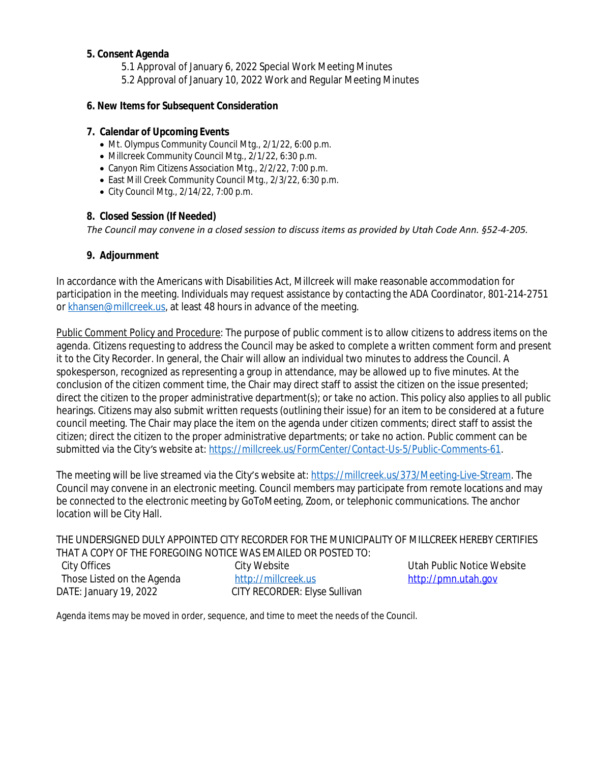**5. Consent Agenda**

5.1 Approval of January 6, 2022 Special Work Meeting Minutes

5.2 Approval of January 10, 2022 Work and Regular Meeting Minutes

**6. New Items for Subsequent Consideration**

**7. Calendar of Upcoming Events**

- Mt. Olympus Community Council Mtg., 2/1/22, 6:00 p.m.
- Millcreek Community Council Mtg., 2/1/22, 6:30 p.m.
- Canyon Rim Citizens Association Mtg., 2/2/22, 7:00 p.m.
- East Mill Creek Community Council Mtg., 2/3/22, 6:30 p.m.
- City Council Mtg., 2/14/22, 7:00 p.m.

**8. Closed Session (If Needed)**

*The Council may convene in a closed session to discuss items as provided by Utah Code Ann. §52-4-205.*

**9. Adjournment**

In accordance with the Americans with Disabilities Act, Millcreek will make reasonable accommodation for participation in the meeting. Individuals may request assistance by contacting the ADA Coordinator, 801-214-2751 or khansen@millcreek.us, at least 48 hours in advance of the meeting.

Public Comment Policy and Procedure: The purpose of public comment is to allow citizens to address items on the agenda. Citizens requesting to address the Council may be asked to complete a written comment form and present it to the City Recorder. In general, the Chair will allow an individual two minutes to address the Council. A spokesperson, recognized as representing a group in attendance, may be allowed up to five minutes. At the conclusion of the citizen comment time, the Chair may direct staff to assist the citizen on the issue presented; direct the citizen to the proper administrative department(s); or take no action. This policy also applies to all public hearings. Citizens may also submit written requests (outlining their issue) for an item to be considered at a future council meeting. The Chair may place the item on the agenda under citizen comments; direct staff to assist the citizen; direct the citizen to the proper administrative departments; or take no action. Public comment can be submitted via the City's website at: https://millcreek.us/FormCenter/Contact-Us-5/Public-Comments-61.

The meeting will be live streamed via the City's website at: https://millcreek.us/373/Meeting-Live-Stream. The Council may convene in an electronic meeting. Council members may participate from remote locations and may be connected to the electronic meeting by GoToMeeting, Zoom, or telephonic communications. The anchor location will be City Hall.

THE UNDERSIGNED DULY APPOINTED CITY RECORDER FOR THE MUNICIPALITY OF MILLCREEK HEREBY CERTIFIES THAT A COPY OF THE FOREGOING NOTICE WAS EMAILED OR POSTED TO:

| | | |
|---|---|---|
| City Offices | City Website | Utah Public Notice Website |
| Those Listed on the Agenda | http://millcreek.us | http://pmn.utah.gov |
| DATE: January 19, 2022 | CITY RECORDER: Elyse Sullivan | |

Agenda items may be moved in order, sequence, and time to meet the needs of the Council.